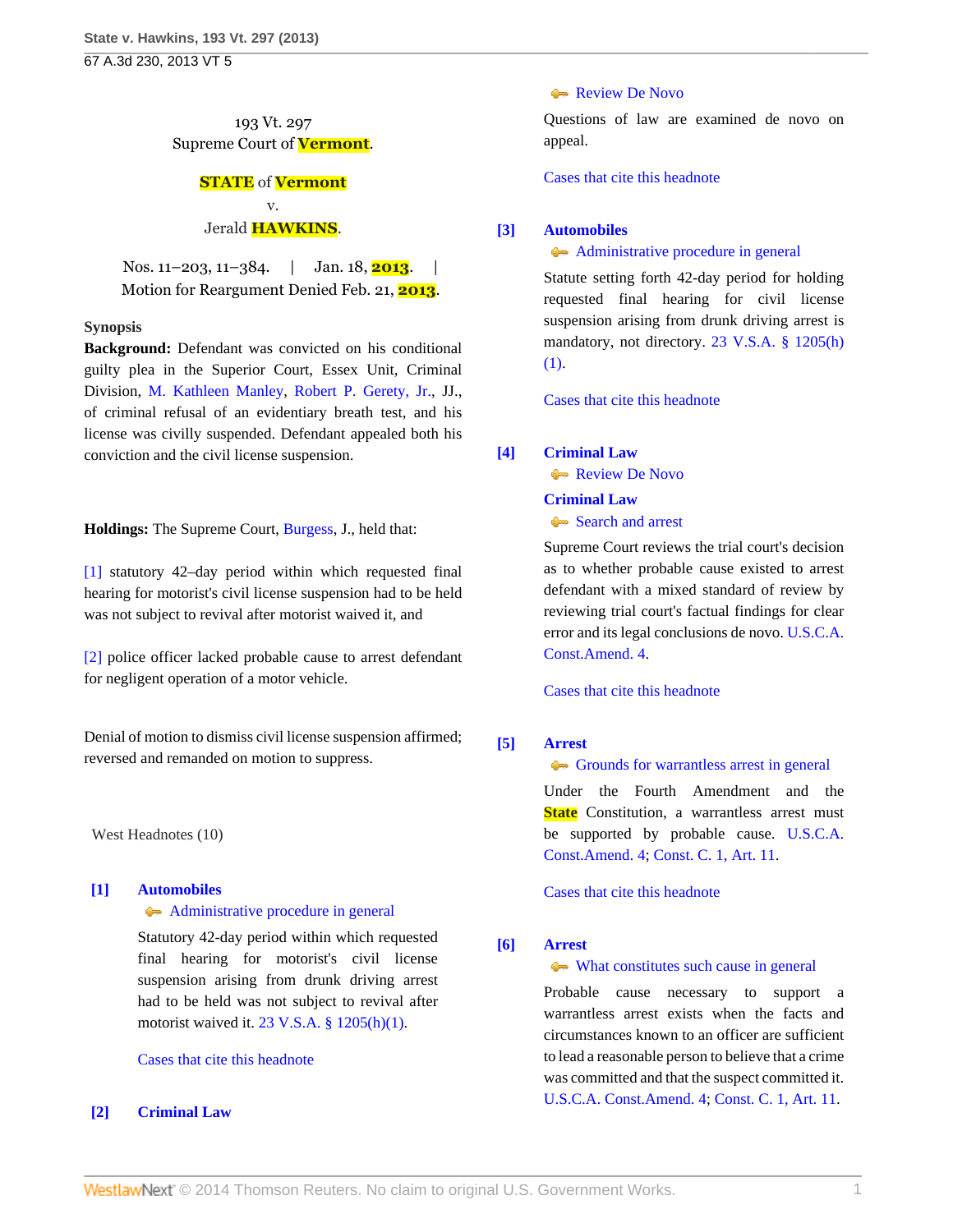193 Vt. 297
Supreme Court of Vermont.

**STATE of Vermont**
v.
Jerald **HAWKINS**.

Nos. 11–203, 11–384. | Jan. 18, 2013. | Motion for Reargument Denied Feb. 21, 2013.

**Synopsis**

**Background:** Defendant was convicted on his conditional guilty plea in the Superior Court, Essex Unit, Criminal Division, M. Kathleen Manley, Robert P. Gerety, Jr., JJ., of criminal refusal of an evidentiary breath test, and his license was civilly suspended. Defendant appealed both his conviction and the civil license suspension.

**Holdings:** The Supreme Court, Burgess, J., held that:

[1] statutory 42–day period within which requested final hearing for motorist's civil license suspension had to be held was not subject to revival after motorist waived it, and

[2] police officer lacked probable cause to arrest defendant for negligent operation of a motor vehicle.

Denial of motion to dismiss civil license suspension affirmed; reversed and remanded on motion to suppress.

West Headnotes (10)

**[1] Automobiles**
Administrative procedure in general

Statutory 42-day period within which requested final hearing for motorist's civil license suspension arising from drunk driving arrest had to be held was not subject to revival after motorist waived it. 23 V.S.A. § 1205(h)(1).

Cases that cite this headnote

**[2] Criminal Law**
Review De Novo

Questions of law are examined de novo on appeal.

Cases that cite this headnote

**[3] Automobiles**
Administrative procedure in general

Statute setting forth 42-day period for holding requested final hearing for civil license suspension arising from drunk driving arrest is mandatory, not directory. 23 V.S.A. § 1205(h)(1).

Cases that cite this headnote

**[4] Criminal Law**
Review De Novo

**Criminal Law**
Search and arrest

Supreme Court reviews the trial court's decision as to whether probable cause existed to arrest defendant with a mixed standard of review by reviewing trial court's factual findings for clear error and its legal conclusions de novo. U.S.C.A. Const.Amend. 4.

Cases that cite this headnote

**[5] Arrest**
Grounds for warrantless arrest in general

Under the Fourth Amendment and the State Constitution, a warrantless arrest must be supported by probable cause. U.S.C.A. Const.Amend. 4; Const. C. 1, Art. 11.

Cases that cite this headnote

**[6] Arrest**
What constitutes such cause in general

Probable cause necessary to support a warrantless arrest exists when the facts and circumstances known to an officer are sufficient to lead a reasonable person to believe that a crime was committed and that the suspect committed it. U.S.C.A. Const.Amend. 4; Const. C. 1, Art. 11.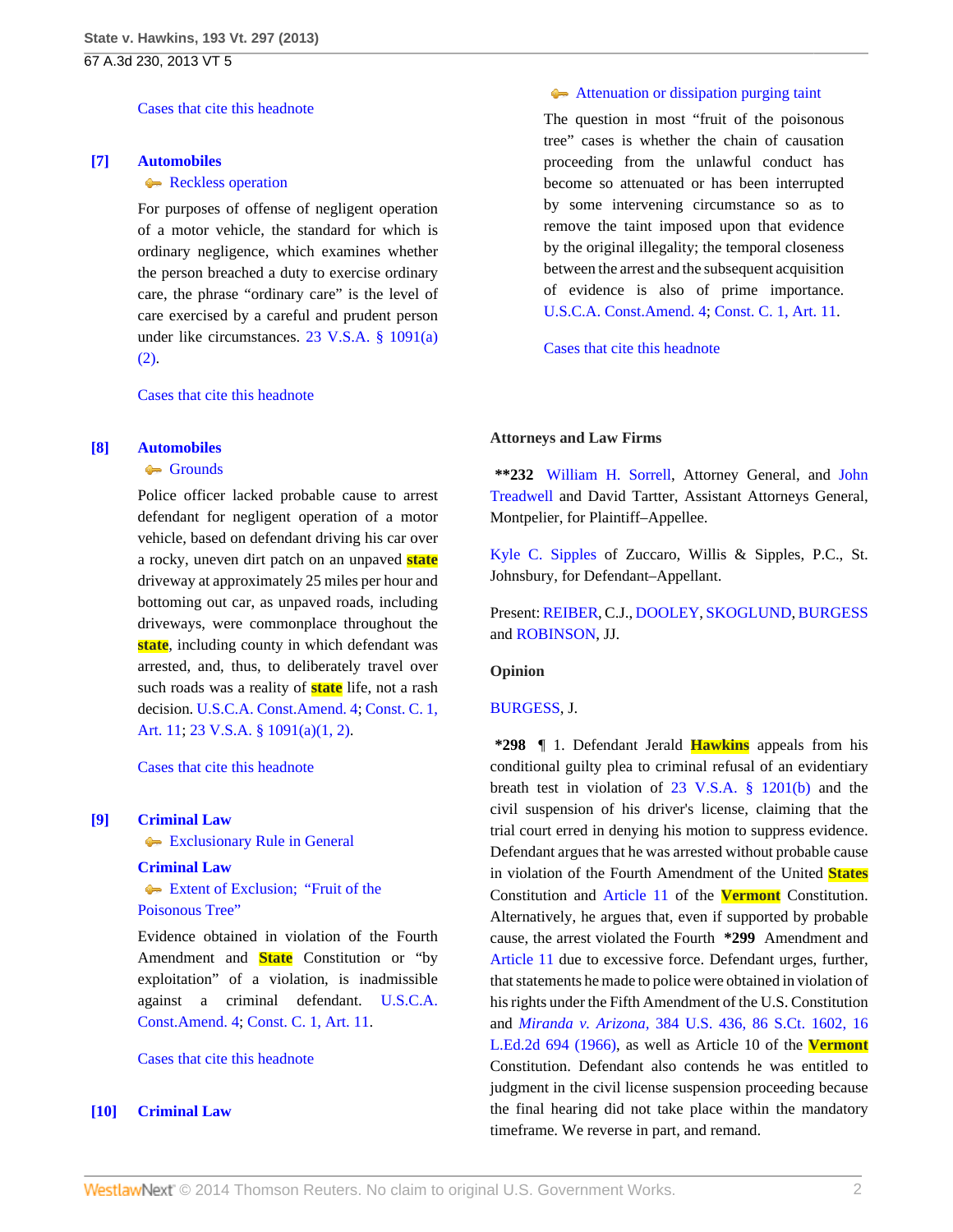Cases that cite this headnote

**[7] Automobiles**

Reckless operation

For purposes of offense of negligent operation of a motor vehicle, the standard for which is ordinary negligence, which examines whether the person breached a duty to exercise ordinary care, the phrase "ordinary care" is the level of care exercised by a careful and prudent person under like circumstances. 23 V.S.A. § 1091(a)(2).

Cases that cite this headnote

**[8] Automobiles**

Grounds

Police officer lacked probable cause to arrest defendant for negligent operation of a motor vehicle, based on defendant driving his car over a rocky, uneven dirt patch on an unpaved state driveway at approximately 25 miles per hour and bottoming out car, as unpaved roads, including driveways, were commonplace throughout the state, including county in which defendant was arrested, and, thus, to deliberately travel over such roads was a reality of state life, not a rash decision. U.S.C.A. Const.Amend. 4; Const. C. 1, Art. 11; 23 V.S.A. § 1091(a)(1, 2).

Cases that cite this headnote

**[9] Criminal Law**

Exclusionary Rule in General

**Criminal Law**

Extent of Exclusion; "Fruit of the Poisonous Tree"

Evidence obtained in violation of the Fourth Amendment and State Constitution or "by exploitation" of a violation, is inadmissible against a criminal defendant. U.S.C.A. Const.Amend. 4; Const. C. 1, Art. 11.

Cases that cite this headnote

**[10] Criminal Law**

Attenuation or dissipation purging taint

The question in most "fruit of the poisonous tree" cases is whether the chain of causation proceeding from the unlawful conduct has become so attenuated or has been interrupted by some intervening circumstance so as to remove the taint imposed upon that evidence by the original illegality; the temporal closeness between the arrest and the subsequent acquisition of evidence is also of prime importance. U.S.C.A. Const.Amend. 4; Const. C. 1, Art. 11.

Cases that cite this headnote

**Attorneys and Law Firms**

**\*\*232** William H. Sorrell, Attorney General, and John Treadwell and David Tartter, Assistant Attorneys General, Montpelier, for Plaintiff–Appellee.

Kyle C. Sipples of Zuccaro, Willis & Sipples, P.C., St. Johnsbury, for Defendant–Appellant.

Present: REIBER, C.J., DOOLEY, SKOGLUND, BURGESS and ROBINSON, JJ.

**Opinion**

BURGESS, J.

**\*298** ¶ 1. Defendant Jerald Hawkins appeals from his conditional guilty plea to criminal refusal of an evidentiary breath test in violation of 23 V.S.A. § 1201(b) and the civil suspension of his driver's license, claiming that the trial court erred in denying his motion to suppress evidence. Defendant argues that he was arrested without probable cause in violation of the Fourth Amendment of the United States Constitution and Article 11 of the Vermont Constitution. Alternatively, he argues that, even if supported by probable cause, the arrest violated the Fourth **\*299** Amendment and Article 11 due to excessive force. Defendant urges, further, that statements he made to police were obtained in violation of his rights under the Fifth Amendment of the U.S. Constitution and *Miranda v. Arizona,* 384 U.S. 436, 86 S.Ct. 1602, 16 L.Ed.2d 694 (1966), as well as Article 10 of the Vermont Constitution. Defendant also contends he was entitled to judgment in the civil license suspension proceeding because the final hearing did not take place within the mandatory timeframe. We reverse in part, and remand.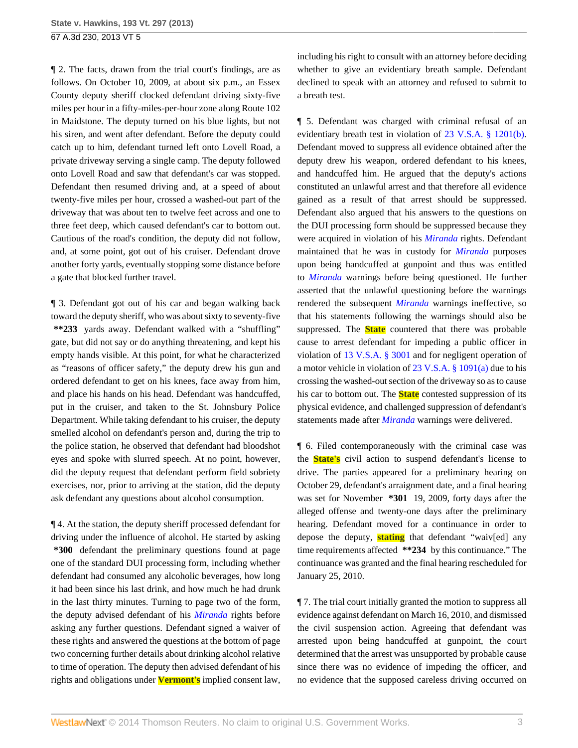¶ 2. The facts, drawn from the trial court's findings, are as follows. On October 10, 2009, at about six p.m., an Essex County deputy sheriff clocked defendant driving sixty-five miles per hour in a fifty-miles-per-hour zone along Route 102 in Maidstone. The deputy turned on his blue lights, but not his siren, and went after defendant. Before the deputy could catch up to him, defendant turned left onto Lovell Road, a private driveway serving a single camp. The deputy followed onto Lovell Road and saw that defendant's car was stopped. Defendant then resumed driving and, at a speed of about twenty-five miles per hour, crossed a washed-out part of the driveway that was about ten to twelve feet across and one to three feet deep, which caused defendant's car to bottom out. Cautious of the road's condition, the deputy did not follow, and, at some point, got out of his cruiser. Defendant drove another forty yards, eventually stopping some distance before a gate that blocked further travel.

¶ 3. Defendant got out of his car and began walking back toward the deputy sheriff, who was about sixty to seventy-five **\*\*233** yards away. Defendant walked with a "shuffling" gate, but did not say or do anything threatening, and kept his empty hands visible. At this point, for what he characterized as "reasons of officer safety," the deputy drew his gun and ordered defendant to get on his knees, face away from him, and place his hands on his head. Defendant was handcuffed, put in the cruiser, and taken to the St. Johnsbury Police Department. While taking defendant to his cruiser, the deputy smelled alcohol on defendant's person and, during the trip to the police station, he observed that defendant had bloodshot eyes and spoke with slurred speech. At no point, however, did the deputy request that defendant perform field sobriety exercises, nor, prior to arriving at the station, did the deputy ask defendant any questions about alcohol consumption.

¶ 4. At the station, the deputy sheriff processed defendant for driving under the influence of alcohol. He started by asking **\*300** defendant the preliminary questions found at page one of the standard DUI processing form, including whether defendant had consumed any alcoholic beverages, how long it had been since his last drink, and how much he had drunk in the last thirty minutes. Turning to page two of the form, the deputy advised defendant of his *Miranda* rights before asking any further questions. Defendant signed a waiver of these rights and answered the questions at the bottom of page two concerning further details about drinking alcohol relative to time of operation. The deputy then advised defendant of his rights and obligations under Vermont's implied consent law, including his right to consult with an attorney before deciding whether to give an evidentiary breath sample. Defendant declined to speak with an attorney and refused to submit to a breath test.

¶ 5. Defendant was charged with criminal refusal of an evidentiary breath test in violation of 23 V.S.A. § 1201(b). Defendant moved to suppress all evidence obtained after the deputy drew his weapon, ordered defendant to his knees, and handcuffed him. He argued that the deputy's actions constituted an unlawful arrest and that therefore all evidence gained as a result of that arrest should be suppressed. Defendant also argued that his answers to the questions on the DUI processing form should be suppressed because they were acquired in violation of his *Miranda* rights. Defendant maintained that he was in custody for *Miranda* purposes upon being handcuffed at gunpoint and thus was entitled to *Miranda* warnings before being questioned. He further asserted that the unlawful questioning before the warnings rendered the subsequent *Miranda* warnings ineffective, so that his statements following the warnings should also be suppressed. The State countered that there was probable cause to arrest defendant for impeding a public officer in violation of 13 V.S.A. § 3001 and for negligent operation of a motor vehicle in violation of 23 V.S.A. § 1091(a) due to his crossing the washed-out section of the driveway so as to cause his car to bottom out. The State contested suppression of its physical evidence, and challenged suppression of defendant's statements made after *Miranda* warnings were delivered.

¶ 6. Filed contemporaneously with the criminal case was the State's civil action to suspend defendant's license to drive. The parties appeared for a preliminary hearing on October 29, defendant's arraignment date, and a final hearing was set for November **\*301** 19, 2009, forty days after the alleged offense and twenty-one days after the preliminary hearing. Defendant moved for a continuance in order to depose the deputy, stating that defendant "waiv[ed] any time requirements affected **\*\*234** by this continuance." The continuance was granted and the final hearing rescheduled for January 25, 2010.

¶ 7. The trial court initially granted the motion to suppress all evidence against defendant on March 16, 2010, and dismissed the civil suspension action. Agreeing that defendant was arrested upon being handcuffed at gunpoint, the court determined that the arrest was unsupported by probable cause since there was no evidence of impeding the officer, and no evidence that the supposed careless driving occurred on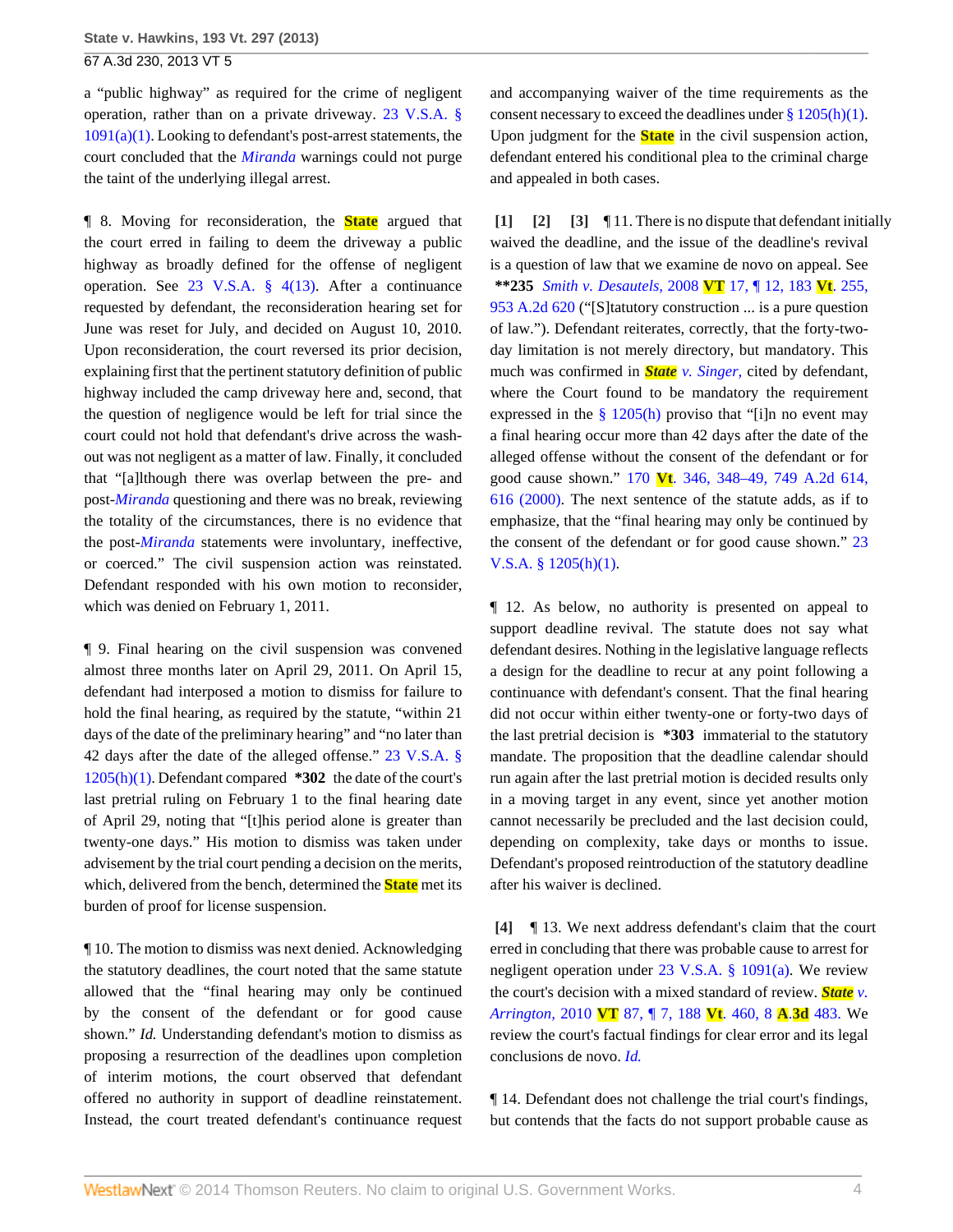a "public highway" as required for the crime of negligent operation, rather than on a private driveway. 23 V.S.A. § 1091(a)(1). Looking to defendant's post-arrest statements, the court concluded that the *Miranda* warnings could not purge the taint of the underlying illegal arrest.

¶ 8. Moving for reconsideration, the **State** argued that the court erred in failing to deem the driveway a public highway as broadly defined for the offense of negligent operation. See 23 V.S.A. § 4(13). After a continuance requested by defendant, the reconsideration hearing set for June was reset for July, and decided on August 10, 2010. Upon reconsideration, the court reversed its prior decision, explaining first that the pertinent statutory definition of public highway included the camp driveway here and, second, that the question of negligence would be left for trial since the court could not hold that defendant's drive across the washout was not negligent as a matter of law. Finally, it concluded that "[a]lthough there was overlap between the pre- and post-*Miranda* questioning and there was no break, reviewing the totality of the circumstances, there is no evidence that the post-*Miranda* statements were involuntary, ineffective, or coerced." The civil suspension action was reinstated. Defendant responded with his own motion to reconsider, which was denied on February 1, 2011.

¶ 9. Final hearing on the civil suspension was convened almost three months later on April 29, 2011. On April 15, defendant had interposed a motion to dismiss for failure to hold the final hearing, as required by the statute, "within 21 days of the date of the preliminary hearing" and "no later than 42 days after the date of the alleged offense." 23 V.S.A. § 1205(h)(1). Defendant compared **\*302** the date of the court's last pretrial ruling on February 1 to the final hearing date of April 29, noting that "[t]his period alone is greater than twenty-one days." His motion to dismiss was taken under advisement by the trial court pending a decision on the merits, which, delivered from the bench, determined the **State** met its burden of proof for license suspension.

¶ 10. The motion to dismiss was next denied. Acknowledging the statutory deadlines, the court noted that the same statute allowed that the "final hearing may only be continued by the consent of the defendant or for good cause shown." *Id.* Understanding defendant's motion to dismiss as proposing a resurrection of the deadlines upon completion of interim motions, the court observed that defendant offered no authority in support of deadline reinstatement. Instead, the court treated defendant's continuance request and accompanying waiver of the time requirements as the consent necessary to exceed the deadlines under § 1205(h)(1). Upon judgment for the **State** in the civil suspension action, defendant entered his conditional plea to the criminal charge and appealed in both cases.

**[1] [2] [3]** ¶ 11. There is no dispute that defendant initially waived the deadline, and the issue of the deadline's revival is a question of law that we examine de novo on appeal. See **\*\*235** *Smith v. Desautels,* 2008 **VT** 17, ¶ 12, 183 **Vt**. 255, 953 A.2d 620 ("[S]tatutory construction ... is a pure question of law."). Defendant reiterates, correctly, that the forty-two-day limitation is not merely directory, but mandatory. This much was confirmed in ***State*** *v. Singer,* cited by defendant, where the Court found to be mandatory the requirement expressed in the § 1205(h) proviso that "[i]n no event may a final hearing occur more than 42 days after the date of the alleged offense without the consent of the defendant or for good cause shown." 170 **Vt**. 346, 348–49, 749 A.2d 614, 616 (2000). The next sentence of the statute adds, as if to emphasize, that the "final hearing may only be continued by the consent of the defendant or for good cause shown." 23 V.S.A. § 1205(h)(1).

¶ 12. As below, no authority is presented on appeal to support deadline revival. The statute does not say what defendant desires. Nothing in the legislative language reflects a design for the deadline to recur at any point following a continuance with defendant's consent. That the final hearing did not occur within either twenty-one or forty-two days of the last pretrial decision is **\*303** immaterial to the statutory mandate. The proposition that the deadline calendar should run again after the last pretrial motion is decided results only in a moving target in any event, since yet another motion cannot necessarily be precluded and the last decision could, depending on complexity, take days or months to issue. Defendant's proposed reintroduction of the statutory deadline after his waiver is declined.

**[4]** ¶ 13. We next address defendant's claim that the court erred in concluding that there was probable cause to arrest for negligent operation under 23 V.S.A. § 1091(a). We review the court's decision with a mixed standard of review. ***State*** *v. Arrington,* 2010 **VT** 87, ¶ 7, 188 **Vt**. 460, 8 **A.3d** 483. We review the court's factual findings for clear error and its legal conclusions de novo. *Id.*

¶ 14. Defendant does not challenge the trial court's findings, but contends that the facts do not support probable cause as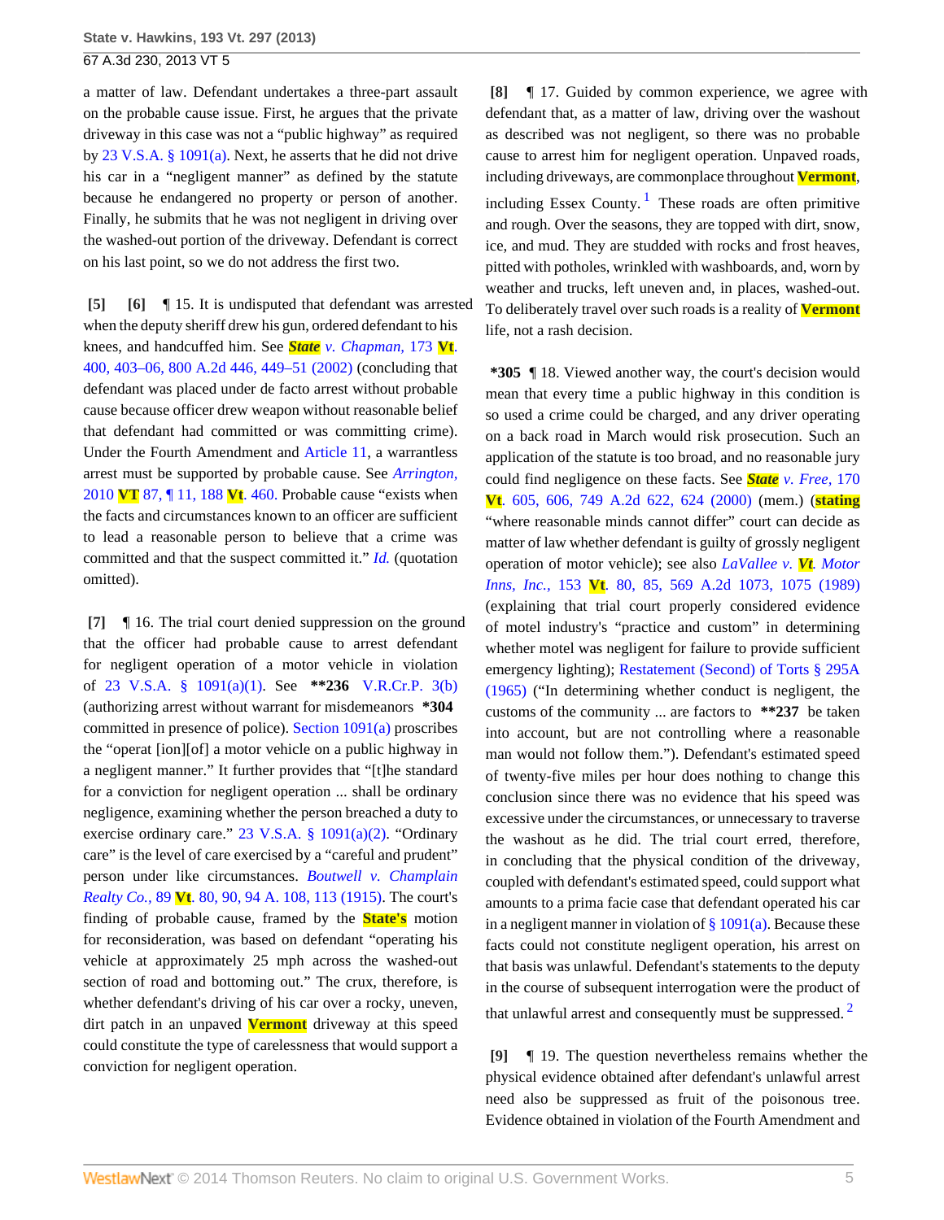a matter of law. Defendant undertakes a three-part assault on the probable cause issue. First, he argues that the private driveway in this case was not a "public highway" as required by 23 V.S.A. § 1091(a). Next, he asserts that he did not drive his car in a "negligent manner" as defined by the statute because he endangered no property or person of another. Finally, he submits that he was not negligent in driving over the washed-out portion of the driveway. Defendant is correct on his last point, so we do not address the first two.

**[5]** **[6]** ¶ 15. It is undisputed that defendant was arrested when the deputy sheriff drew his gun, ordered defendant to his knees, and handcuffed him. See *State v. Chapman,* 173 Vt. 400, 403–06, 800 A.2d 446, 449–51 (2002) (concluding that defendant was placed under de facto arrest without probable cause because officer drew weapon without reasonable belief that defendant had committed or was committing crime). Under the Fourth Amendment and Article 11, a warrantless arrest must be supported by probable cause. See *Arrington,* 2010 VT 87, ¶ 11, 188 Vt. 460. Probable cause "exists when the facts and circumstances known to an officer are sufficient to lead a reasonable person to believe that a crime was committed and that the suspect committed it." *Id.* (quotation omitted).

**[7]** ¶ 16. The trial court denied suppression on the ground that the officer had probable cause to arrest defendant for negligent operation of a motor vehicle in violation of 23 V.S.A. § 1091(a)(1). See **\*\*236** V.R.Cr.P. 3(b) (authorizing arrest without warrant for misdemeanors **\*304** committed in presence of police). Section 1091(a) proscribes the "operat [ion][of] a motor vehicle on a public highway in a negligent manner." It further provides that "[t]he standard for a conviction for negligent operation ... shall be ordinary negligence, examining whether the person breached a duty to exercise ordinary care." 23 V.S.A. § 1091(a)(2). "Ordinary care" is the level of care exercised by a "careful and prudent" person under like circumstances. *Boutwell v. Champlain Realty Co.,* 89 Vt. 80, 90, 94 A. 108, 113 (1915). The court's finding of probable cause, framed by the State's motion for reconsideration, was based on defendant "operating his vehicle at approximately 25 mph across the washed-out section of road and bottoming out." The crux, therefore, is whether defendant's driving of his car over a rocky, uneven, dirt patch in an unpaved Vermont driveway at this speed could constitute the type of carelessness that would support a conviction for negligent operation.

**[8]** ¶ 17. Guided by common experience, we agree with defendant that, as a matter of law, driving over the washout as described was not negligent, so there was no probable cause to arrest him for negligent operation. Unpaved roads, including driveways, are commonplace throughout Vermont, including Essex County.[1] These roads are often primitive and rough. Over the seasons, they are topped with dirt, snow, ice, and mud. They are studded with rocks and frost heaves, pitted with potholes, wrinkled with washboards, and, worn by weather and trucks, left uneven and, in places, washed-out. To deliberately travel over such roads is a reality of Vermont life, not a rash decision.

**\*305** ¶ 18. Viewed another way, the court's decision would mean that every time a public highway in this condition is so used a crime could be charged, and any driver operating on a back road in March would risk prosecution. Such an application of the statute is too broad, and no reasonable jury could find negligence on these facts. See *State v. Free,* 170 Vt. 605, 606, 749 A.2d 622, 624 (2000) (mem.) (stating "where reasonable minds cannot differ" court can decide as matter of law whether defendant is guilty of grossly negligent operation of motor vehicle); see also *LaVallee v. Vt. Motor Inns, Inc.,* 153 Vt. 80, 85, 569 A.2d 1073, 1075 (1989) (explaining that trial court properly considered evidence of motel industry's "practice and custom" in determining whether motel was negligent for failure to provide sufficient emergency lighting); Restatement (Second) of Torts § 295A (1965) ("In determining whether conduct is negligent, the customs of the community ... are factors to **\*\*237** be taken into account, but are not controlling where a reasonable man would not follow them."). Defendant's estimated speed of twenty-five miles per hour does nothing to change this conclusion since there was no evidence that his speed was excessive under the circumstances, or unnecessary to traverse the washout as he did. The trial court erred, therefore, in concluding that the physical condition of the driveway, coupled with defendant's estimated speed, could support what amounts to a prima facie case that defendant operated his car in a negligent manner in violation of § 1091(a). Because these facts could not constitute negligent operation, his arrest on that basis was unlawful. Defendant's statements to the deputy in the course of subsequent interrogation were the product of that unlawful arrest and consequently must be suppressed.[2]

**[9]** ¶ 19. The question nevertheless remains whether the physical evidence obtained after defendant's unlawful arrest need also be suppressed as fruit of the poisonous tree. Evidence obtained in violation of the Fourth Amendment and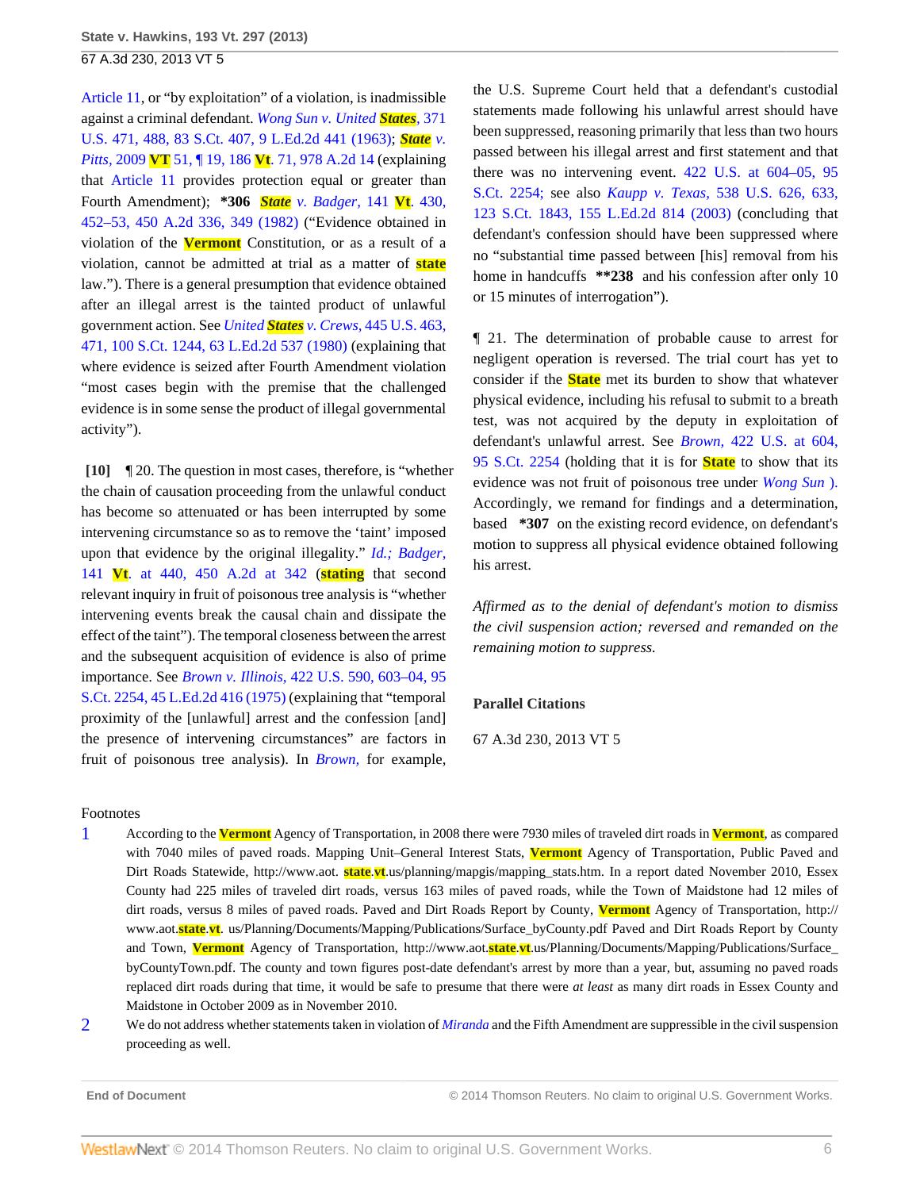Article 11, or "by exploitation" of a violation, is inadmissible against a criminal defendant. *Wong Sun v. United States,* 371 U.S. 471, 488, 83 S.Ct. 407, 9 L.Ed.2d 441 (1963); *State v. Pitts,* 2009 VT 51, ¶ 19, 186 Vt. 71, 978 A.2d 14 (explaining that Article 11 provides protection equal or greater than Fourth Amendment); **\*306** *State v. Badger,* 141 Vt. 430, 452–53, 450 A.2d 336, 349 (1982) ("Evidence obtained in violation of the Vermont Constitution, or as a result of a violation, cannot be admitted at trial as a matter of state law."). There is a general presumption that evidence obtained after an illegal arrest is the tainted product of unlawful government action. See *United States v. Crews,* 445 U.S. 463, 471, 100 S.Ct. 1244, 63 L.Ed.2d 537 (1980) (explaining that where evidence is seized after Fourth Amendment violation "most cases begin with the premise that the challenged evidence is in some sense the product of illegal governmental activity").

**[10]** ¶ 20. The question in most cases, therefore, is "whether the chain of causation proceeding from the unlawful conduct has become so attenuated or has been interrupted by some intervening circumstance so as to remove the 'taint' imposed upon that evidence by the original illegality." *Id.; Badger,* 141 Vt. at 440, 450 A.2d at 342 (stating that second relevant inquiry in fruit of poisonous tree analysis is "whether intervening events break the causal chain and dissipate the effect of the taint"). The temporal closeness between the arrest and the subsequent acquisition of evidence is also of prime importance. See *Brown v. Illinois,* 422 U.S. 590, 603–04, 95 S.Ct. 2254, 45 L.Ed.2d 416 (1975) (explaining that "temporal proximity of the [unlawful] arrest and the confession [and] the presence of intervening circumstances" are factors in fruit of poisonous tree analysis). In *Brown,* for example, the U.S. Supreme Court held that a defendant's custodial statements made following his unlawful arrest should have been suppressed, reasoning primarily that less than two hours passed between his illegal arrest and first statement and that there was no intervening event. 422 U.S. at 604–05, 95 S.Ct. 2254; see also *Kaupp v. Texas,* 538 U.S. 626, 633, 123 S.Ct. 1843, 155 L.Ed.2d 814 (2003) (concluding that defendant's confession should have been suppressed where no "substantial time passed between [his] removal from his home in handcuffs **\*\*238** and his confession after only 10 or 15 minutes of interrogation").

¶ 21. The determination of probable cause to arrest for negligent operation is reversed. The trial court has yet to consider if the State met its burden to show that whatever physical evidence, including his refusal to submit to a breath test, was not acquired by the deputy in exploitation of defendant's unlawful arrest. See *Brown,* 422 U.S. at 604, 95 S.Ct. 2254 (holding that it is for State to show that its evidence was not fruit of poisonous tree under *Wong Sun* ). Accordingly, we remand for findings and a determination, based **\*307** on the existing record evidence, on defendant's motion to suppress all physical evidence obtained following his arrest.

*Affirmed as to the denial of defendant's motion to dismiss the civil suspension action; reversed and remanded on the remaining motion to suppress.*

**Parallel Citations**

67 A.3d 230, 2013 VT 5

Footnotes

1 According to the Vermont Agency of Transportation, in 2008 there were 7930 miles of traveled dirt roads in Vermont, as compared with 7040 miles of paved roads. Mapping Unit–General Interest Stats, Vermont Agency of Transportation, Public Paved and Dirt Roads Statewide, http://www.aot. state.vt.us/planning/mapgis/mapping_stats.htm. In a report dated November 2010, Essex County had 225 miles of traveled dirt roads, versus 163 miles of paved roads, while the Town of Maidstone had 12 miles of dirt roads, versus 8 miles of paved roads. Paved and Dirt Roads Report by County, Vermont Agency of Transportation, http://www.aot.state.vt. us/Planning/Documents/Mapping/Publications/Surface_byCounty.pdf Paved and Dirt Roads Report by County and Town, Vermont Agency of Transportation, http://www.aot.state.vt.us/Planning/Documents/Mapping/Publications/Surface_byCountyTown.pdf. The county and town figures post-date defendant's arrest by more than a year, but, assuming no paved roads replaced dirt roads during that time, it would be safe to presume that there were *at least* as many dirt roads in Essex County and Maidstone in October 2009 as in November 2010.

2 We do not address whether statements taken in violation of *Miranda* and the Fifth Amendment are suppressible in the civil suspension proceeding as well.

End of Document